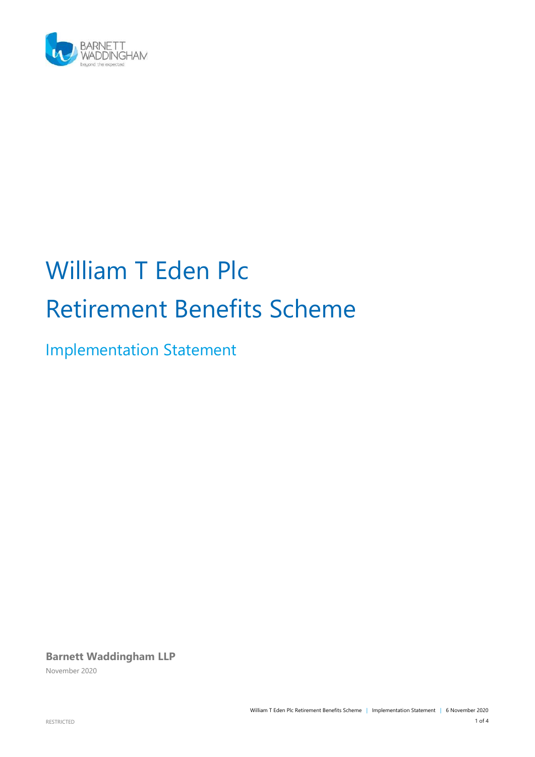# William T Eden Plc
# Retirement Benefits Scheme

## Implementation Statement

**Barnett Waddingham LLP**

November 2020

RESTRICTED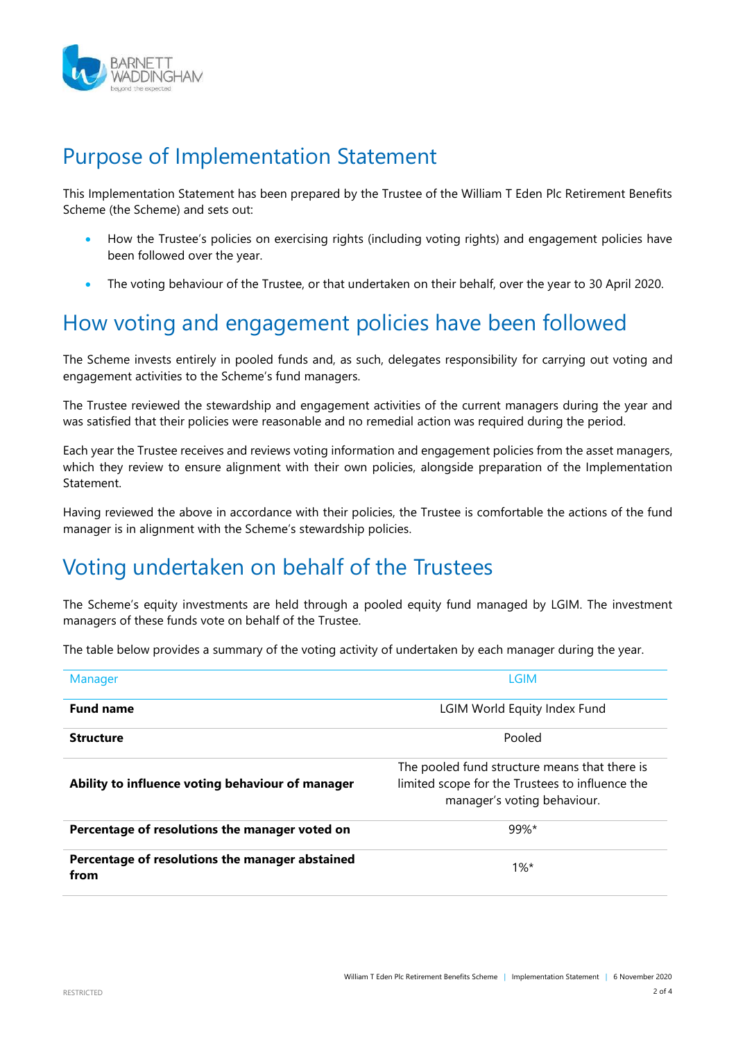# Purpose of Implementation Statement

This Implementation Statement has been prepared by the Trustee of the William T Eden Plc Retirement Benefits Scheme (the Scheme) and sets out:

- How the Trustee's policies on exercising rights (including voting rights) and engagement policies have been followed over the year.
- The voting behaviour of the Trustee, or that undertaken on their behalf, over the year to 30 April 2020.

# How voting and engagement policies have been followed

The Scheme invests entirely in pooled funds and, as such, delegates responsibility for carrying out voting and engagement activities to the Scheme's fund managers.

The Trustee reviewed the stewardship and engagement activities of the current managers during the year and was satisfied that their policies were reasonable and no remedial action was required during the period.

Each year the Trustee receives and reviews voting information and engagement policies from the asset managers, which they review to ensure alignment with their own policies, alongside preparation of the Implementation Statement.

Having reviewed the above in accordance with their policies, the Trustee is comfortable the actions of the fund manager is in alignment with the Scheme's stewardship policies.

# Voting undertaken on behalf of the Trustees

The Scheme's equity investments are held through a pooled equity fund managed by LGIM. The investment managers of these funds vote on behalf of the Trustee.

The table below provides a summary of the voting activity of undertaken by each manager during the year.

| Manager | LGIM |
|---|---|
| **Fund name** | LGIM World Equity Index Fund |
| **Structure** | Pooled |
| **Ability to influence voting behaviour of manager** | The pooled fund structure means that there is limited scope for the Trustees to influence the manager's voting behaviour. |
| **Percentage of resolutions the manager voted on** | 99%* |
| **Percentage of resolutions the manager abstained from** | 1%* |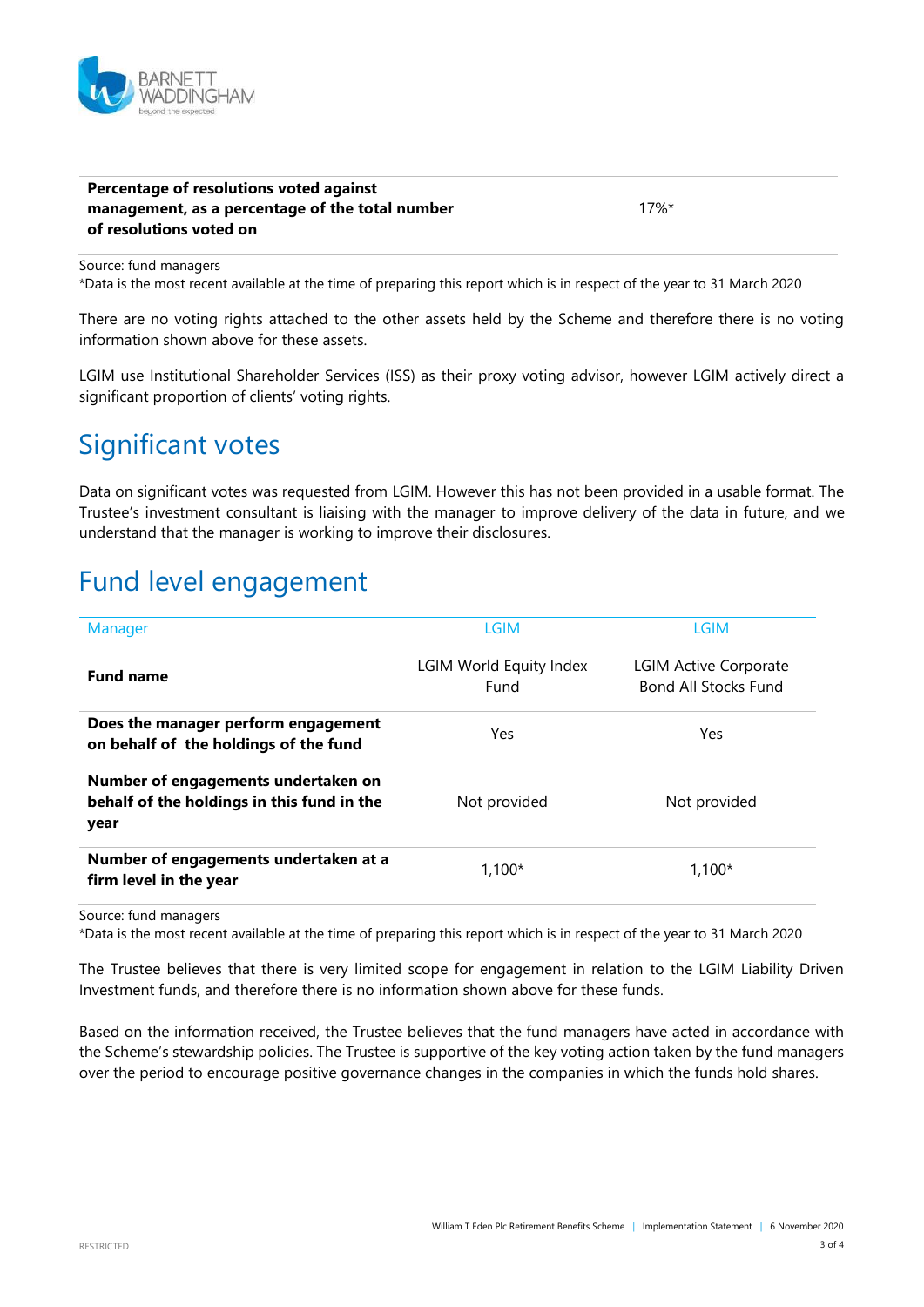| | |
|---|---|
| **Percentage of resolutions voted against management, as a percentage of the total number of resolutions voted on** | 17%* |

Source: fund managers
*Data is the most recent available at the time of preparing this report which is in respect of the year to 31 March 2020

There are no voting rights attached to the other assets held by the Scheme and therefore there is no voting information shown above for these assets.

LGIM use Institutional Shareholder Services (ISS) as their proxy voting advisor, however LGIM actively direct a significant proportion of clients' voting rights.

# Significant votes

Data on significant votes was requested from LGIM. However this has not been provided in a usable format. The Trustee's investment consultant is liaising with the manager to improve delivery of the data in future, and we understand that the manager is working to improve their disclosures.

# Fund level engagement

| Manager | LGIM | LGIM |
|---|---|---|
| **Fund name** | LGIM World Equity Index Fund | LGIM Active Corporate Bond All Stocks Fund |
| **Does the manager perform engagement on behalf of the holdings of the fund** | Yes | Yes |
| **Number of engagements undertaken on behalf of the holdings in this fund in the year** | Not provided | Not provided |
| **Number of engagements undertaken at a firm level in the year** | 1,100* | 1,100* |

Source: fund managers
*Data is the most recent available at the time of preparing this report which is in respect of the year to 31 March 2020

The Trustee believes that there is very limited scope for engagement in relation to the LGIM Liability Driven Investment funds, and therefore there is no information shown above for these funds.

Based on the information received, the Trustee believes that the fund managers have acted in accordance with the Scheme's stewardship policies. The Trustee is supportive of the key voting action taken by the fund managers over the period to encourage positive governance changes in the companies in which the funds hold shares.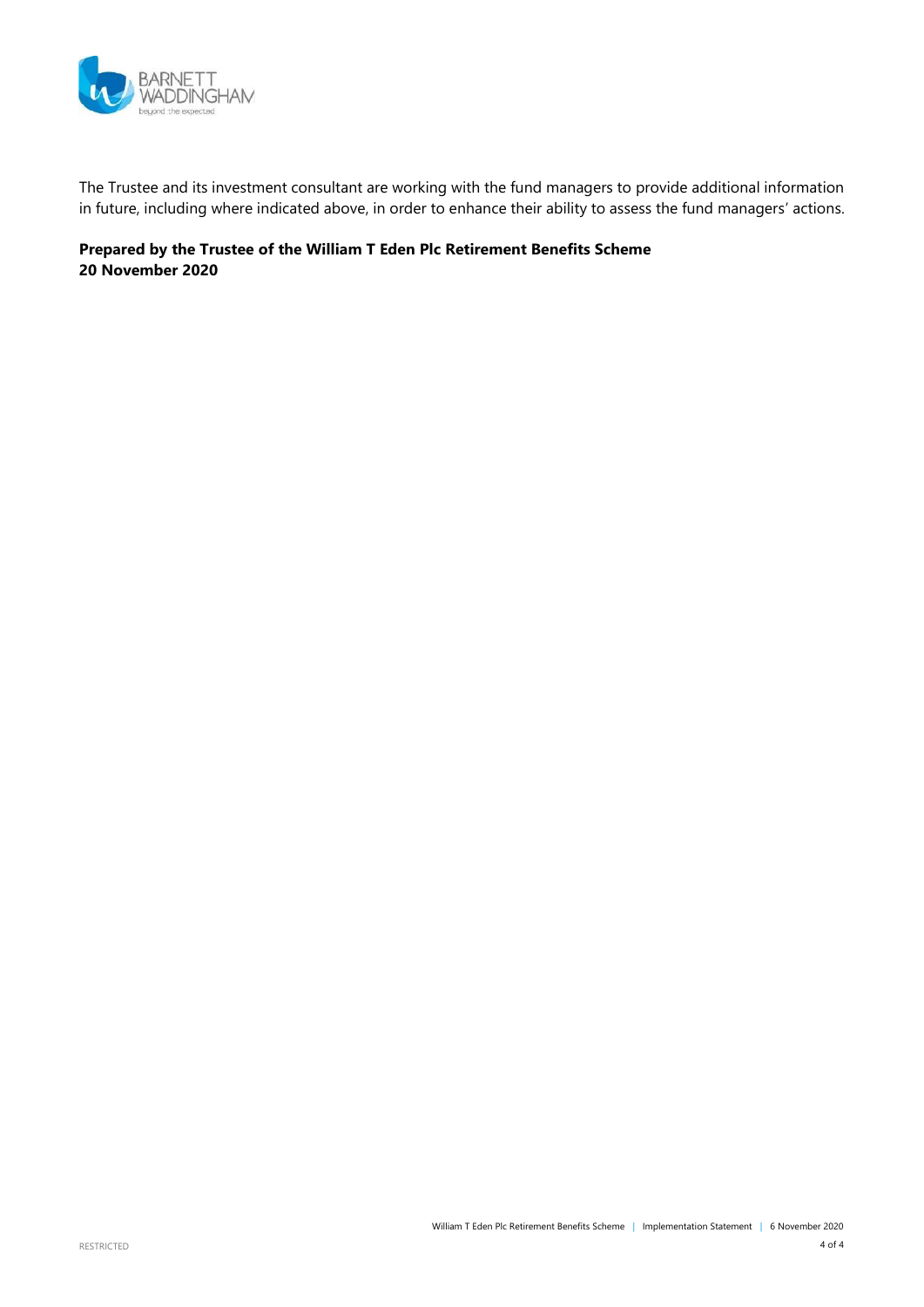The Trustee and its investment consultant are working with the fund managers to provide additional information in future, including where indicated above, in order to enhance their ability to assess the fund managers' actions.

**Prepared by the Trustee of the William T Eden Plc Retirement Benefits Scheme**
**20 November 2020**